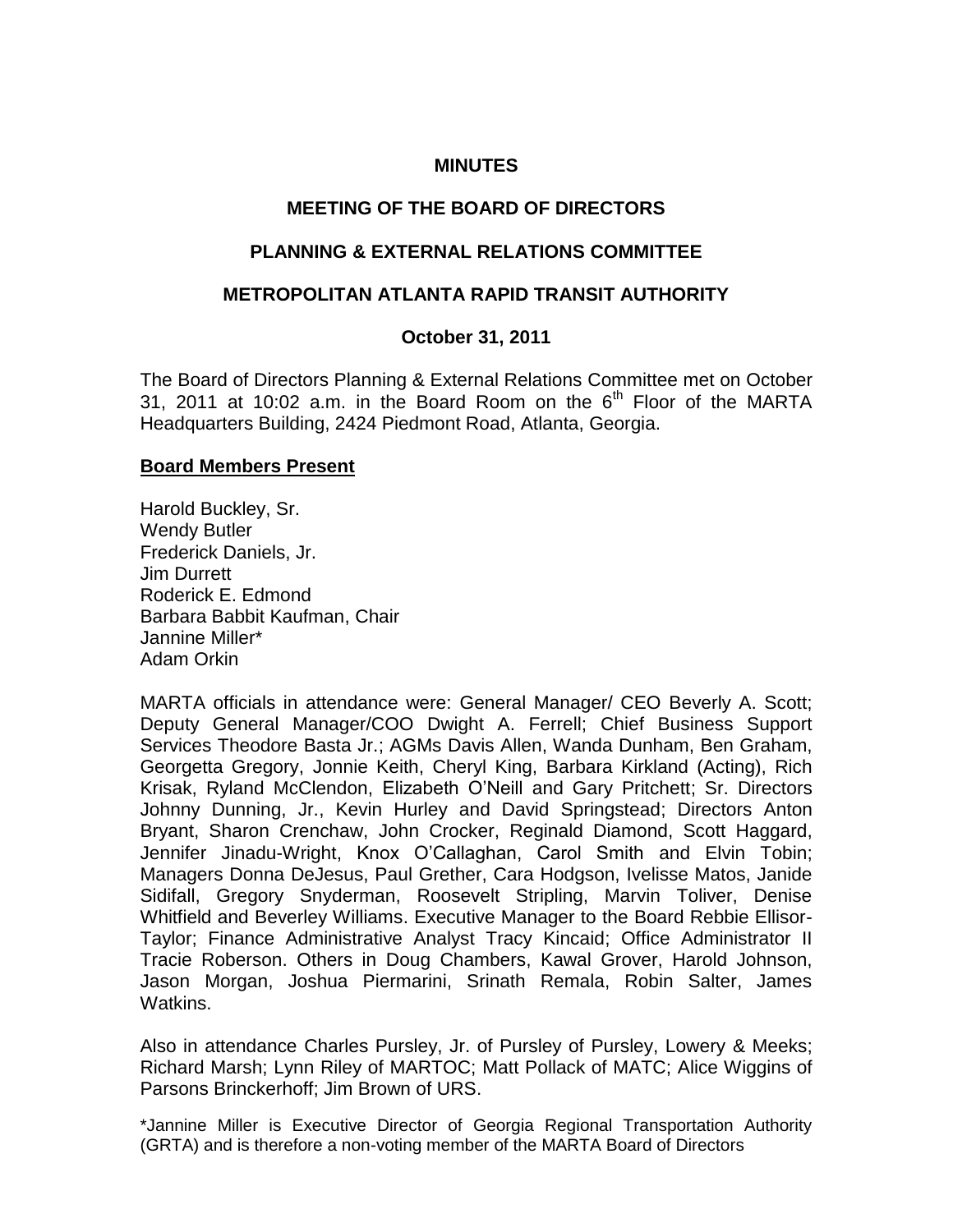# MINUTES

## MEETING OF THE BOARD OF DIRECTORS

## PLANNING & EXTERNAL RELATIONS COMMITTEE

## METROPOLITAN ATLANTA RAPID TRANSIT AUTHORITY

### October 31, 2011

The Board of Directors Planning & External Relations Committee met on October 31, 2011 at 10:02 a.m. in the Board Room on the 6th Floor of the MARTA Headquarters Building, 2424 Piedmont Road, Atlanta, Georgia.

**Board Members Present**

Harold Buckley, Sr.
Wendy Butler
Frederick Daniels, Jr.
Jim Durrett
Roderick E. Edmond
Barbara Babbit Kaufman, Chair
Jannine Miller*
Adam Orkin

MARTA officials in attendance were: General Manager/ CEO Beverly A. Scott; Deputy General Manager/COO Dwight A. Ferrell; Chief Business Support Services Theodore Basta Jr.; AGMs Davis Allen, Wanda Dunham, Ben Graham, Georgetta Gregory, Jonnie Keith, Cheryl King, Barbara Kirkland (Acting), Rich Krisak, Ryland McClendon, Elizabeth O'Neill and Gary Pritchett; Sr. Directors Johnny Dunning, Jr., Kevin Hurley and David Springstead; Directors Anton Bryant, Sharon Crenchaw, John Crocker, Reginald Diamond, Scott Haggard, Jennifer Jinadu-Wright, Knox O'Callaghan, Carol Smith and Elvin Tobin; Managers Donna DeJesus, Paul Grether, Cara Hodgson, Ivelisse Matos, Janide Sidifall, Gregory Snyderman, Roosevelt Stripling, Marvin Toliver, Denise Whitfield and Beverley Williams. Executive Manager to the Board Rebbie Ellisor-Taylor; Finance Administrative Analyst Tracy Kincaid; Office Administrator II Tracie Roberson. Others in Doug Chambers, Kawal Grover, Harold Johnson, Jason Morgan, Joshua Piermarini, Srinath Remala, Robin Salter, James Watkins.

Also in attendance Charles Pursley, Jr. of Pursley of Pursley, Lowery & Meeks; Richard Marsh; Lynn Riley of MARTOC; Matt Pollack of MATC; Alice Wiggins of Parsons Brinckerhoff; Jim Brown of URS.

*Jannine Miller is Executive Director of Georgia Regional Transportation Authority (GRTA) and is therefore a non-voting member of the MARTA Board of Directors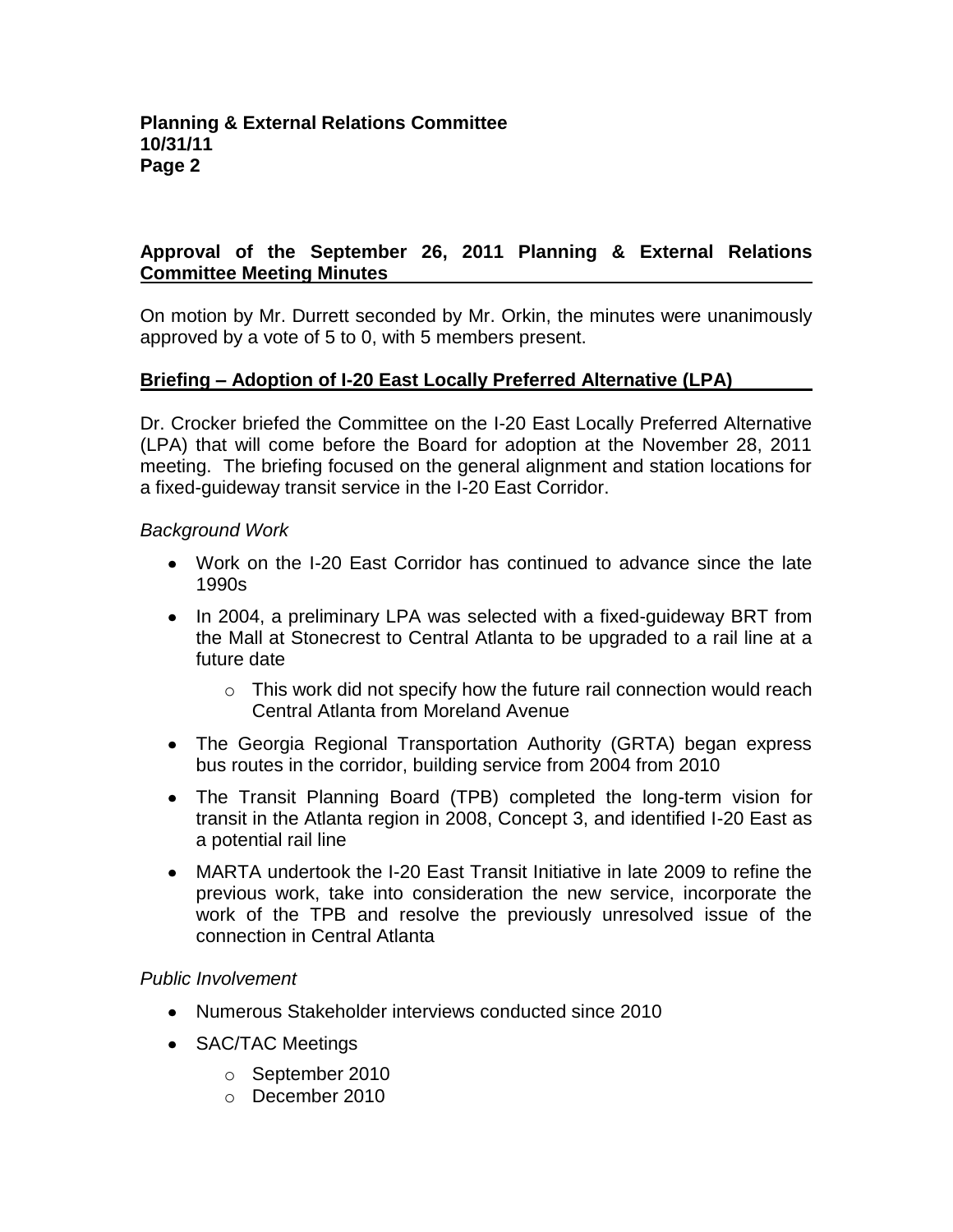**Approval of the September 26, 2011 Planning & External Relations Committee Meeting Minutes**

On motion by Mr. Durrett seconded by Mr. Orkin, the minutes were unanimously approved by a vote of 5 to 0, with 5 members present.

**Briefing – Adoption of I-20 East Locally Preferred Alternative (LPA)**

Dr. Crocker briefed the Committee on the I-20 East Locally Preferred Alternative (LPA) that will come before the Board for adoption at the November 28, 2011 meeting. The briefing focused on the general alignment and station locations for a fixed-guideway transit service in the I-20 East Corridor.

*Background Work*

- Work on the I-20 East Corridor has continued to advance since the late 1990s
- In 2004, a preliminary LPA was selected with a fixed-guideway BRT from the Mall at Stonecrest to Central Atlanta to be upgraded to a rail line at a future date
  - This work did not specify how the future rail connection would reach Central Atlanta from Moreland Avenue
- The Georgia Regional Transportation Authority (GRTA) began express bus routes in the corridor, building service from 2004 from 2010
- The Transit Planning Board (TPB) completed the long-term vision for transit in the Atlanta region in 2008, Concept 3, and identified I-20 East as a potential rail line
- MARTA undertook the I-20 East Transit Initiative in late 2009 to refine the previous work, take into consideration the new service, incorporate the work of the TPB and resolve the previously unresolved issue of the connection in Central Atlanta

*Public Involvement*

- Numerous Stakeholder interviews conducted since 2010
- SAC/TAC Meetings
  - September 2010
  - December 2010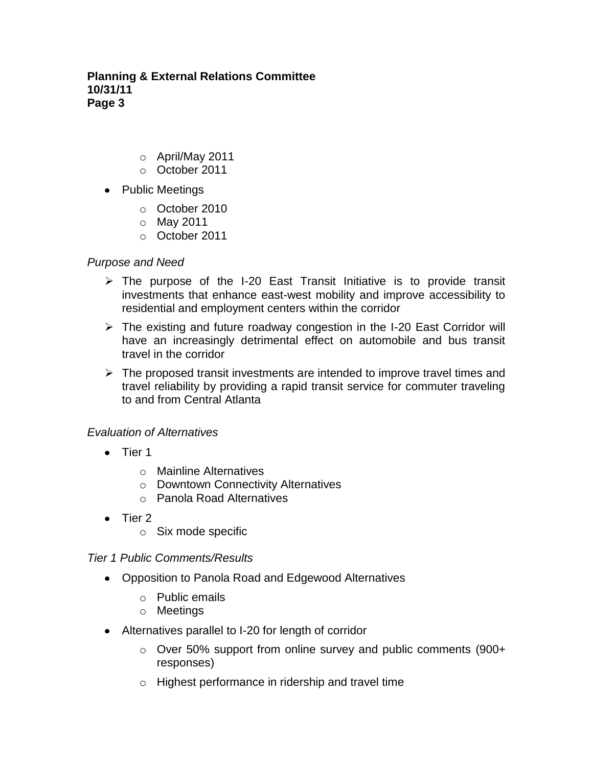- April/May 2011
- October 2011

- Public Meetings
  - October 2010
  - May 2011
  - October 2011

*Purpose and Need*

- The purpose of the I-20 East Transit Initiative is to provide transit investments that enhance east-west mobility and improve accessibility to residential and employment centers within the corridor
- The existing and future roadway congestion in the I-20 East Corridor will have an increasingly detrimental effect on automobile and bus transit travel in the corridor
- The proposed transit investments are intended to improve travel times and travel reliability by providing a rapid transit service for commuter traveling to and from Central Atlanta

*Evaluation of Alternatives*

- Tier 1
  - Mainline Alternatives
  - Downtown Connectivity Alternatives
  - Panola Road Alternatives
- Tier 2
  - Six mode specific

*Tier 1 Public Comments/Results*

- Opposition to Panola Road and Edgewood Alternatives
  - Public emails
  - Meetings
- Alternatives parallel to I-20 for length of corridor
  - Over 50% support from online survey and public comments (900+ responses)
  - Highest performance in ridership and travel time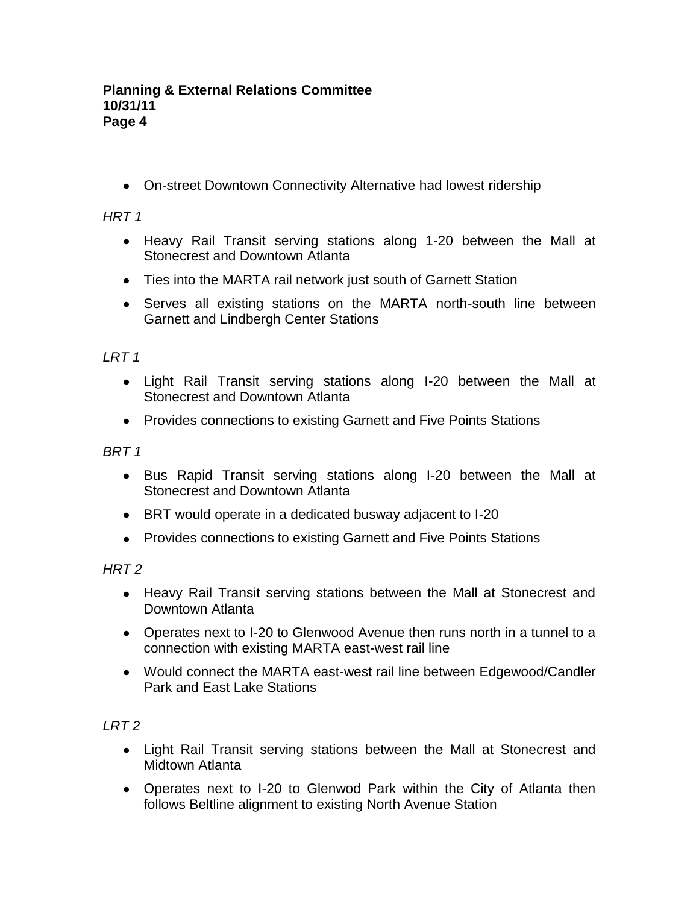- On-street Downtown Connectivity Alternative had lowest ridership

*HRT 1*

- Heavy Rail Transit serving stations along 1-20 between the Mall at Stonecrest and Downtown Atlanta
- Ties into the MARTA rail network just south of Garnett Station
- Serves all existing stations on the MARTA north-south line between Garnett and Lindbergh Center Stations

*LRT 1*

- Light Rail Transit serving stations along I-20 between the Mall at Stonecrest and Downtown Atlanta
- Provides connections to existing Garnett and Five Points Stations

*BRT 1*

- Bus Rapid Transit serving stations along I-20 between the Mall at Stonecrest and Downtown Atlanta
- BRT would operate in a dedicated busway adjacent to I-20
- Provides connections to existing Garnett and Five Points Stations

*HRT 2*

- Heavy Rail Transit serving stations between the Mall at Stonecrest and Downtown Atlanta
- Operates next to I-20 to Glenwood Avenue then runs north in a tunnel to a connection with existing MARTA east-west rail line
- Would connect the MARTA east-west rail line between Edgewood/Candler Park and East Lake Stations

*LRT 2*

- Light Rail Transit serving stations between the Mall at Stonecrest and Midtown Atlanta
- Operates next to I-20 to Glenwod Park within the City of Atlanta then follows Beltline alignment to existing North Avenue Station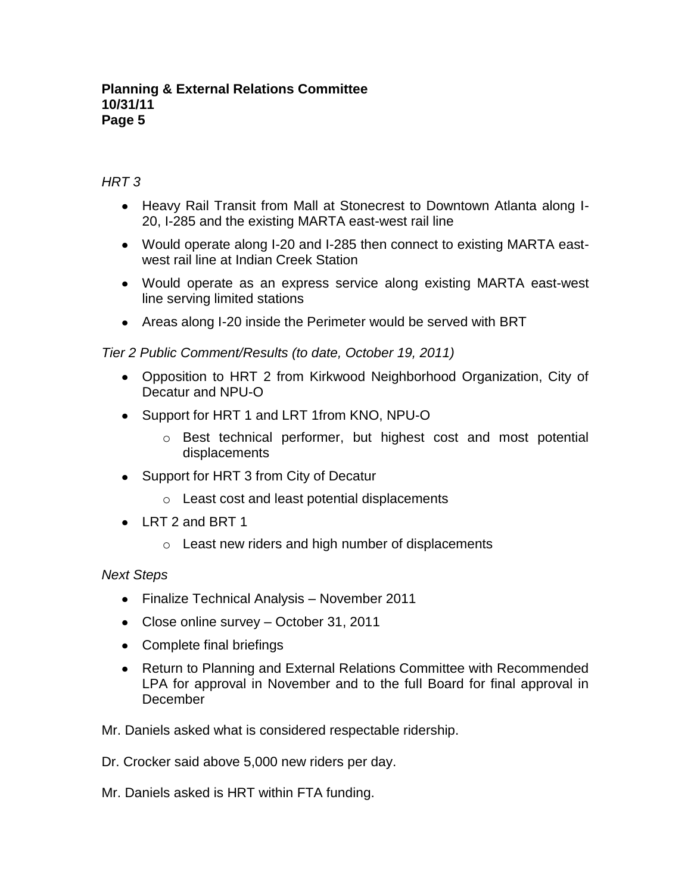*HRT 3*

- Heavy Rail Transit from Mall at Stonecrest to Downtown Atlanta along I-20, I-285 and the existing MARTA east-west rail line
- Would operate along I-20 and I-285 then connect to existing MARTA east-west rail line at Indian Creek Station
- Would operate as an express service along existing MARTA east-west line serving limited stations
- Areas along I-20 inside the Perimeter would be served with BRT

*Tier 2 Public Comment/Results (to date, October 19, 2011)*

- Opposition to HRT 2 from Kirkwood Neighborhood Organization, City of Decatur and NPU-O
- Support for HRT 1 and LRT 1from KNO, NPU-O
    - Best technical performer, but highest cost and most potential displacements
- Support for HRT 3 from City of Decatur
    - Least cost and least potential displacements
- LRT 2 and BRT 1
    - Least new riders and high number of displacements

*Next Steps*

- Finalize Technical Analysis – November 2011
- Close online survey – October 31, 2011
- Complete final briefings
- Return to Planning and External Relations Committee with Recommended LPA for approval in November and to the full Board for final approval in December

Mr. Daniels asked what is considered respectable ridership.

Dr. Crocker said above 5,000 new riders per day.

Mr. Daniels asked is HRT within FTA funding.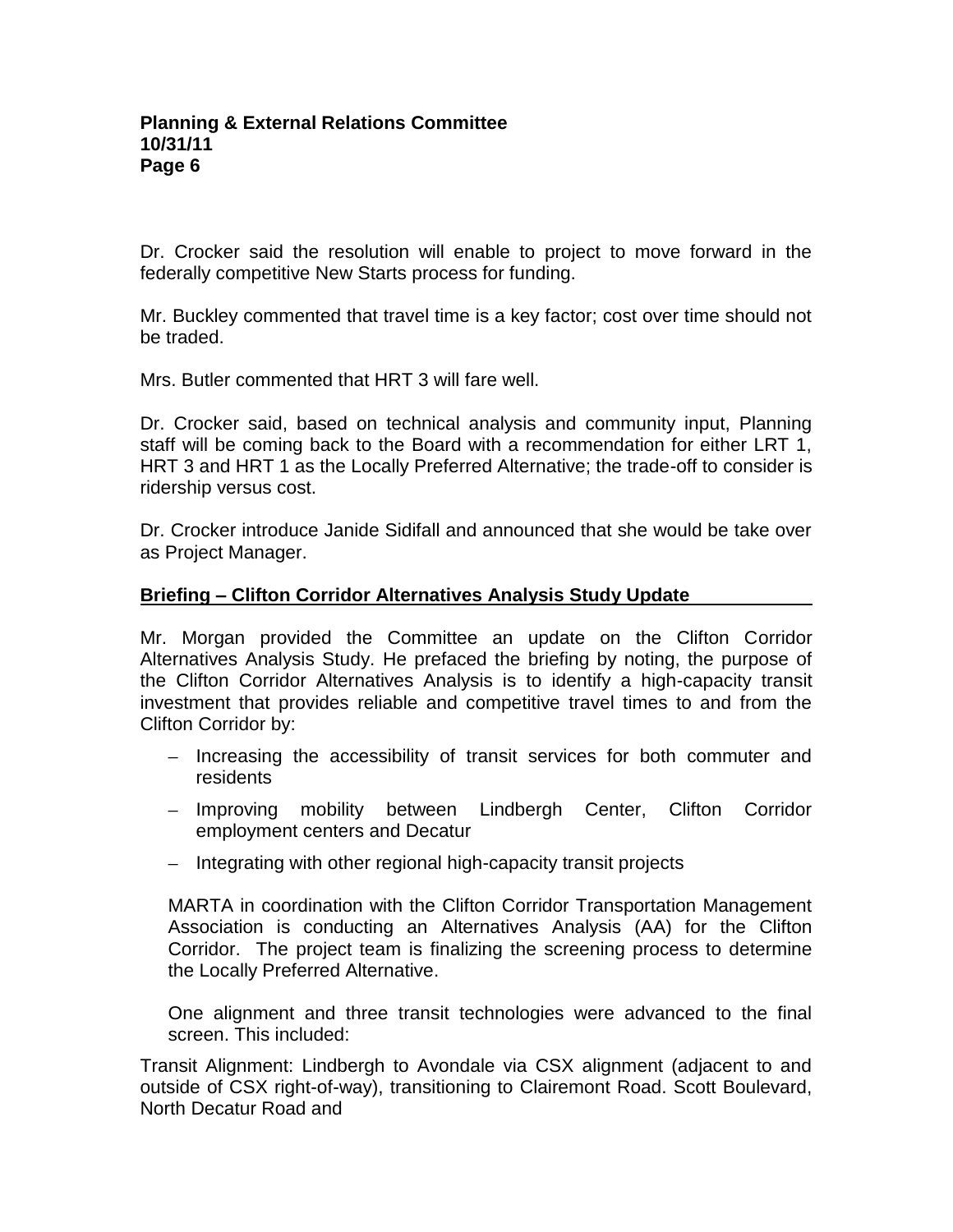Dr. Crocker said the resolution will enable to project to move forward in the federally competitive New Starts process for funding.

Mr. Buckley commented that travel time is a key factor; cost over time should not be traded.

Mrs. Butler commented that HRT 3 will fare well.

Dr. Crocker said, based on technical analysis and community input, Planning staff will be coming back to the Board with a recommendation for either LRT 1, HRT 3 and HRT 1 as the Locally Preferred Alternative; the trade-off to consider is ridership versus cost.

Dr. Crocker introduce Janide Sidifall and announced that she would be take over as Project Manager.

**Briefing – Clifton Corridor Alternatives Analysis Study Update**

Mr. Morgan provided the Committee an update on the Clifton Corridor Alternatives Analysis Study. He prefaced the briefing by noting, the purpose of the Clifton Corridor Alternatives Analysis is to identify a high-capacity transit investment that provides reliable and competitive travel times to and from the Clifton Corridor by:

- Increasing the accessibility of transit services for both commuter and residents
- Improving mobility between Lindbergh Center, Clifton Corridor employment centers and Decatur
- Integrating with other regional high-capacity transit projects

MARTA in coordination with the Clifton Corridor Transportation Management Association is conducting an Alternatives Analysis (AA) for the Clifton Corridor. The project team is finalizing the screening process to determine the Locally Preferred Alternative.

One alignment and three transit technologies were advanced to the final screen. This included:

Transit Alignment: Lindbergh to Avondale via CSX alignment (adjacent to and outside of CSX right-of-way), transitioning to Clairemont Road. Scott Boulevard, North Decatur Road and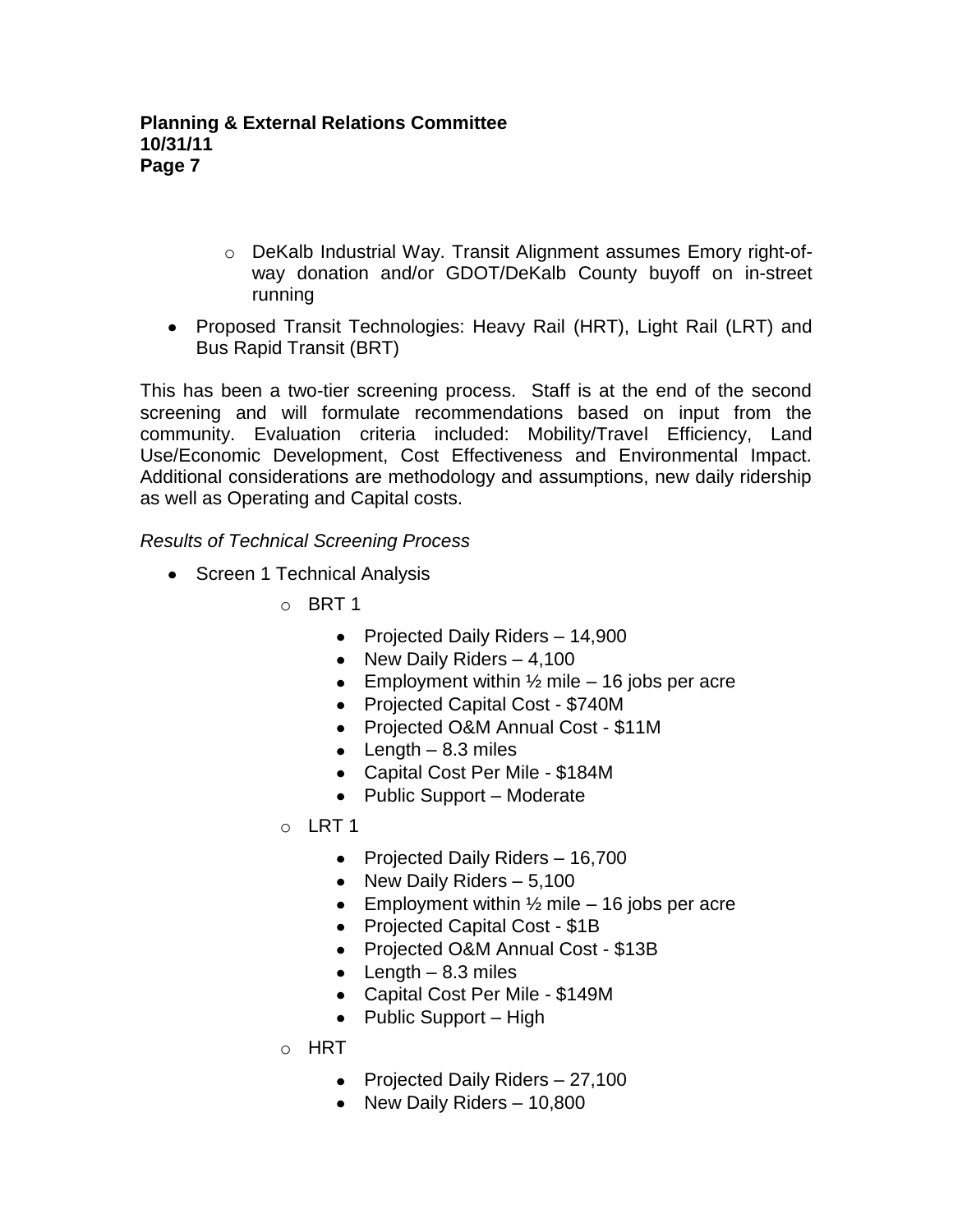- DeKalb Industrial Way. Transit Alignment assumes Emory right-of-way donation and/or GDOT/DeKalb County buyoff on in-street running

- Proposed Transit Technologies: Heavy Rail (HRT), Light Rail (LRT) and Bus Rapid Transit (BRT)

This has been a two-tier screening process. Staff is at the end of the second screening and will formulate recommendations based on input from the community. Evaluation criteria included: Mobility/Travel Efficiency, Land Use/Economic Development, Cost Effectiveness and Environmental Impact. Additional considerations are methodology and assumptions, new daily ridership as well as Operating and Capital costs.

*Results of Technical Screening Process*

- Screen 1 Technical Analysis
  - BRT 1
    - Projected Daily Riders – 14,900
    - New Daily Riders – 4,100
    - Employment within ½ mile – 16 jobs per acre
    - Projected Capital Cost - $740M
    - Projected O&M Annual Cost - $11M
    - Length – 8.3 miles
    - Capital Cost Per Mile - $184M
    - Public Support – Moderate
  - LRT 1
    - Projected Daily Riders – 16,700
    - New Daily Riders – 5,100
    - Employment within ½ mile – 16 jobs per acre
    - Projected Capital Cost - $1B
    - Projected O&M Annual Cost - $13B
    - Length – 8.3 miles
    - Capital Cost Per Mile - $149M
    - Public Support – High
  - HRT
    - Projected Daily Riders – 27,100
    - New Daily Riders – 10,800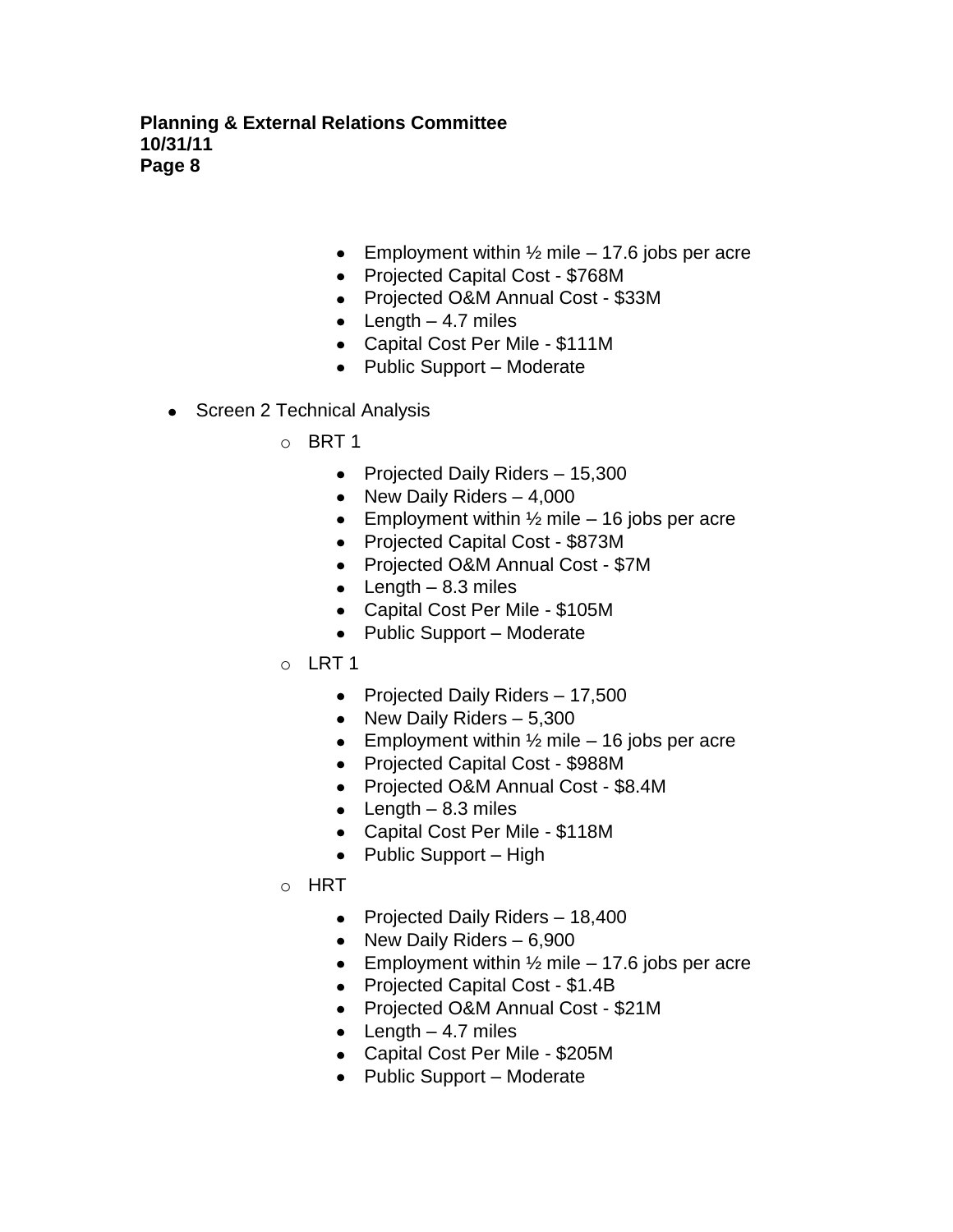- Employment within ½ mile – 17.6 jobs per acre
    - Projected Capital Cost - $768M
    - Projected O&M Annual Cost - $33M
    - Length – 4.7 miles
    - Capital Cost Per Mile - $111M
    - Public Support – Moderate

- Screen 2 Technical Analysis
  - BRT 1
    - Projected Daily Riders – 15,300
    - New Daily Riders – 4,000
    - Employment within ½ mile – 16 jobs per acre
    - Projected Capital Cost - $873M
    - Projected O&M Annual Cost - $7M
    - Length – 8.3 miles
    - Capital Cost Per Mile - $105M
    - Public Support – Moderate
  - LRT 1
    - Projected Daily Riders – 17,500
    - New Daily Riders – 5,300
    - Employment within ½ mile – 16 jobs per acre
    - Projected Capital Cost - $988M
    - Projected O&M Annual Cost - $8.4M
    - Length – 8.3 miles
    - Capital Cost Per Mile - $118M
    - Public Support – High
  - HRT
    - Projected Daily Riders – 18,400
    - New Daily Riders – 6,900
    - Employment within ½ mile – 17.6 jobs per acre
    - Projected Capital Cost - $1.4B
    - Projected O&M Annual Cost - $21M
    - Length – 4.7 miles
    - Capital Cost Per Mile - $205M
    - Public Support – Moderate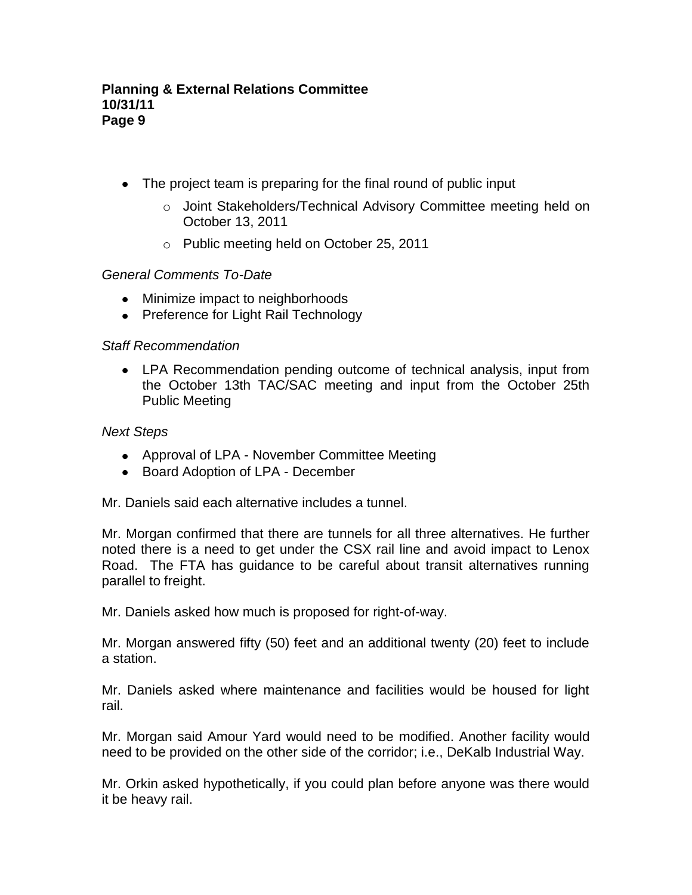- The project team is preparing for the final round of public input
  - Joint Stakeholders/Technical Advisory Committee meeting held on October 13, 2011
  - Public meeting held on October 25, 2011

*General Comments To-Date*

- Minimize impact to neighborhoods
- Preference for Light Rail Technology

*Staff Recommendation*

- LPA Recommendation pending outcome of technical analysis, input from the October 13th TAC/SAC meeting and input from the October 25th Public Meeting

*Next Steps*

- Approval of LPA - November Committee Meeting
- Board Adoption of LPA - December

Mr. Daniels said each alternative includes a tunnel.

Mr. Morgan confirmed that there are tunnels for all three alternatives. He further noted there is a need to get under the CSX rail line and avoid impact to Lenox Road. The FTA has guidance to be careful about transit alternatives running parallel to freight.

Mr. Daniels asked how much is proposed for right-of-way.

Mr. Morgan answered fifty (50) feet and an additional twenty (20) feet to include a station.

Mr. Daniels asked where maintenance and facilities would be housed for light rail.

Mr. Morgan said Amour Yard would need to be modified. Another facility would need to be provided on the other side of the corridor; i.e., DeKalb Industrial Way.

Mr. Orkin asked hypothetically, if you could plan before anyone was there would it be heavy rail.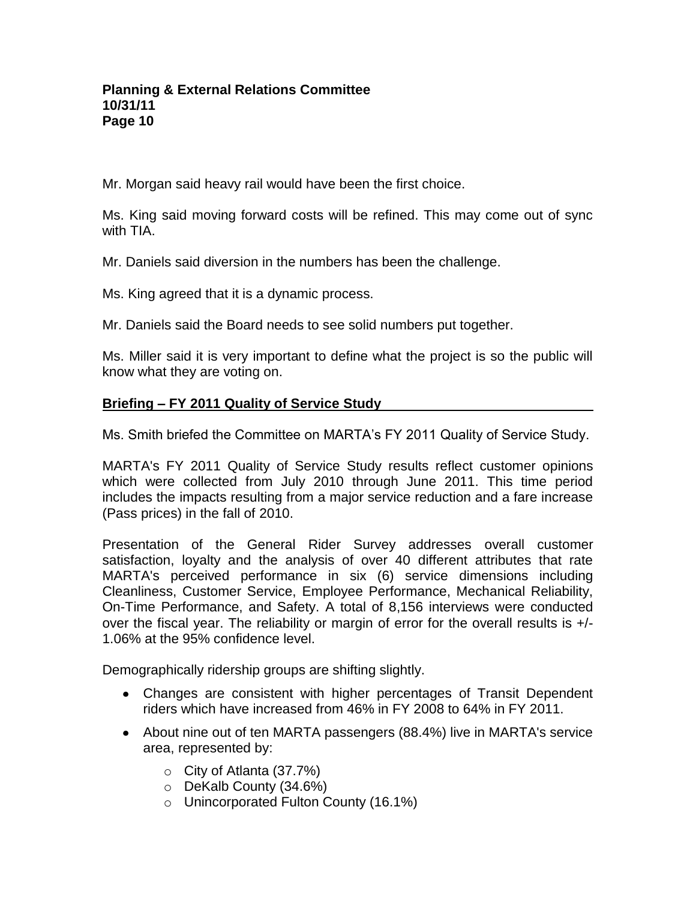Mr. Morgan said heavy rail would have been the first choice.

Ms. King said moving forward costs will be refined. This may come out of sync with TIA.

Mr. Daniels said diversion in the numbers has been the challenge.

Ms. King agreed that it is a dynamic process.

Mr. Daniels said the Board needs to see solid numbers put together.

Ms. Miller said it is very important to define what the project is so the public will know what they are voting on.

**Briefing – FY 2011 Quality of Service Study**

Ms. Smith briefed the Committee on MARTA's FY 2011 Quality of Service Study.

MARTA's FY 2011 Quality of Service Study results reflect customer opinions which were collected from July 2010 through June 2011. This time period includes the impacts resulting from a major service reduction and a fare increase (Pass prices) in the fall of 2010.

Presentation of the General Rider Survey addresses overall customer satisfaction, loyalty and the analysis of over 40 different attributes that rate MARTA's perceived performance in six (6) service dimensions including Cleanliness, Customer Service, Employee Performance, Mechanical Reliability, On-Time Performance, and Safety. A total of 8,156 interviews were conducted over the fiscal year. The reliability or margin of error for the overall results is +/- 1.06% at the 95% confidence level.

Demographically ridership groups are shifting slightly.

- Changes are consistent with higher percentages of Transit Dependent riders which have increased from 46% in FY 2008 to 64% in FY 2011.
- About nine out of ten MARTA passengers (88.4%) live in MARTA's service area, represented by:
  - City of Atlanta (37.7%)
  - DeKalb County (34.6%)
  - Unincorporated Fulton County (16.1%)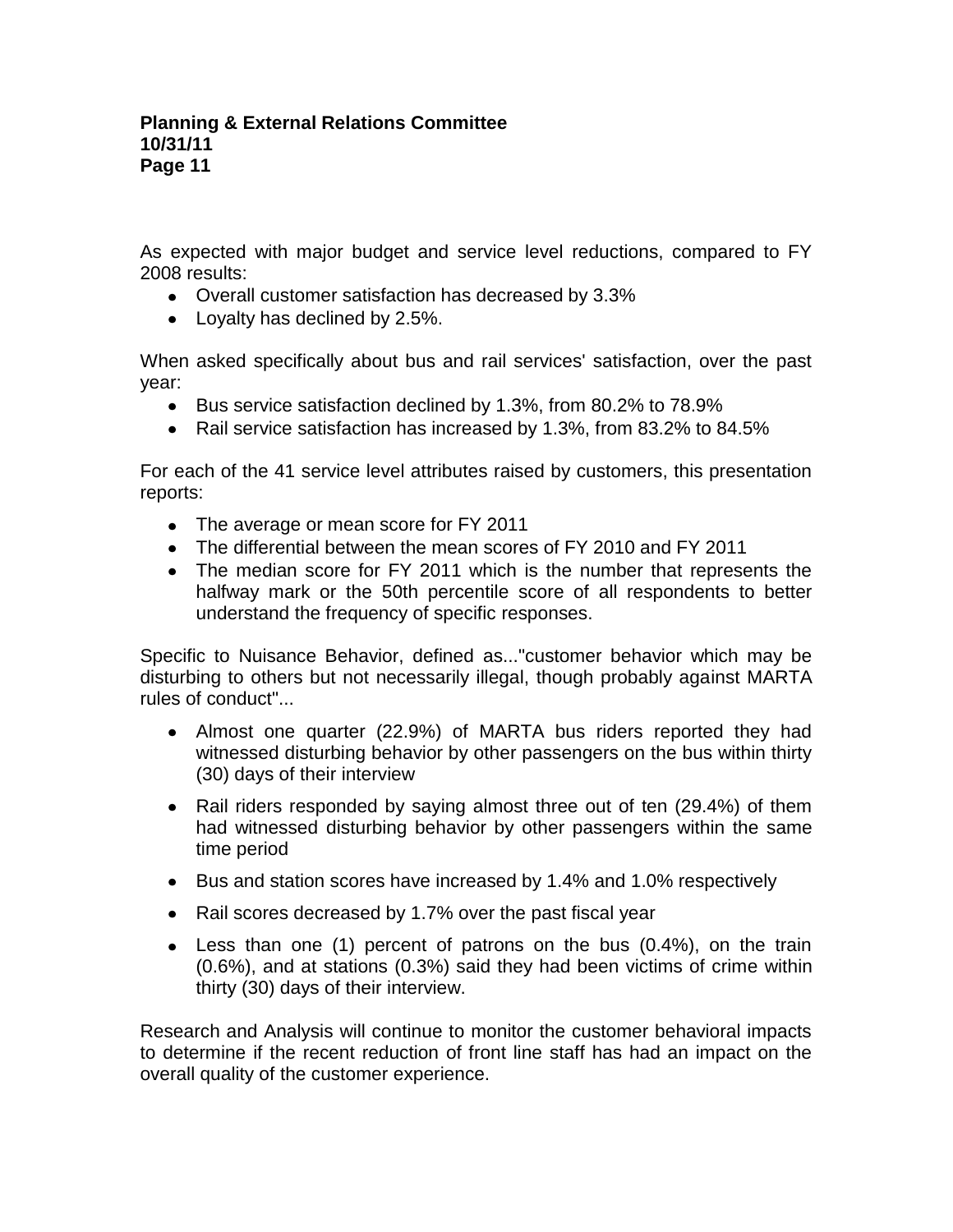As expected with major budget and service level reductions, compared to FY 2008 results:

- Overall customer satisfaction has decreased by 3.3%
- Loyalty has declined by 2.5%.

When asked specifically about bus and rail services' satisfaction, over the past year:

- Bus service satisfaction declined by 1.3%, from 80.2% to 78.9%
- Rail service satisfaction has increased by 1.3%, from 83.2% to 84.5%

For each of the 41 service level attributes raised by customers, this presentation reports:

- The average or mean score for FY 2011
- The differential between the mean scores of FY 2010 and FY 2011
- The median score for FY 2011 which is the number that represents the halfway mark or the 50th percentile score of all respondents to better understand the frequency of specific responses.

Specific to Nuisance Behavior, defined as..."customer behavior which may be disturbing to others but not necessarily illegal, though probably against MARTA rules of conduct"...

- Almost one quarter (22.9%) of MARTA bus riders reported they had witnessed disturbing behavior by other passengers on the bus within thirty (30) days of their interview
- Rail riders responded by saying almost three out of ten (29.4%) of them had witnessed disturbing behavior by other passengers within the same time period
- Bus and station scores have increased by 1.4% and 1.0% respectively
- Rail scores decreased by 1.7% over the past fiscal year
- Less than one (1) percent of patrons on the bus (0.4%), on the train (0.6%), and at stations (0.3%) said they had been victims of crime within thirty (30) days of their interview.

Research and Analysis will continue to monitor the customer behavioral impacts to determine if the recent reduction of front line staff has had an impact on the overall quality of the customer experience.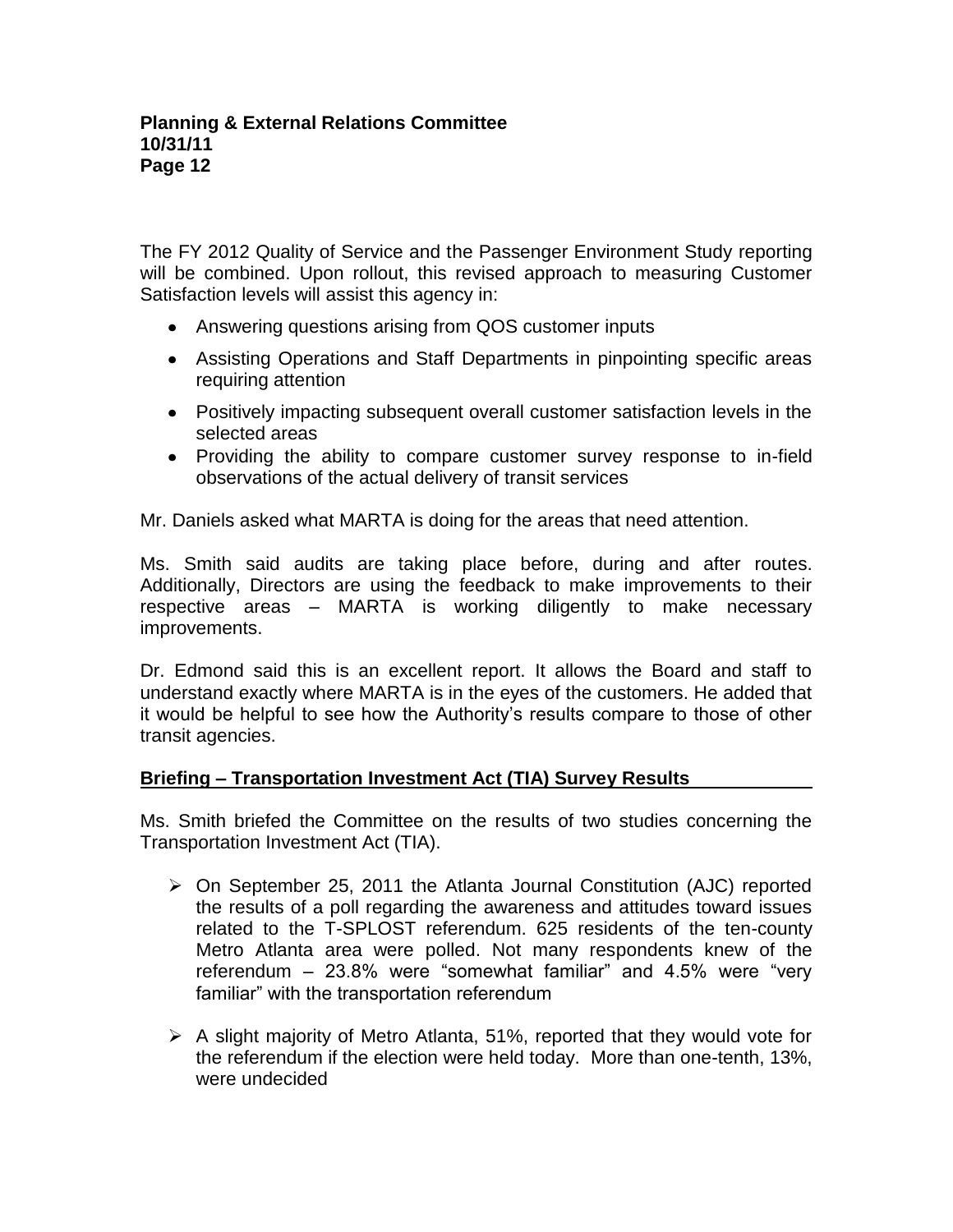The FY 2012 Quality of Service and the Passenger Environment Study reporting will be combined. Upon rollout, this revised approach to measuring Customer Satisfaction levels will assist this agency in:

- Answering questions arising from QOS customer inputs
- Assisting Operations and Staff Departments in pinpointing specific areas requiring attention
- Positively impacting subsequent overall customer satisfaction levels in the selected areas
- Providing the ability to compare customer survey response to in-field observations of the actual delivery of transit services

Mr. Daniels asked what MARTA is doing for the areas that need attention.

Ms. Smith said audits are taking place before, during and after routes. Additionally, Directors are using the feedback to make improvements to their respective areas – MARTA is working diligently to make necessary improvements.

Dr. Edmond said this is an excellent report. It allows the Board and staff to understand exactly where MARTA is in the eyes of the customers. He added that it would be helpful to see how the Authority's results compare to those of other transit agencies.

**Briefing – Transportation Investment Act (TIA) Survey Results**

Ms. Smith briefed the Committee on the results of two studies concerning the Transportation Investment Act (TIA).

- On September 25, 2011 the Atlanta Journal Constitution (AJC) reported the results of a poll regarding the awareness and attitudes toward issues related to the T-SPLOST referendum. 625 residents of the ten-county Metro Atlanta area were polled. Not many respondents knew of the referendum – 23.8% were "somewhat familiar" and 4.5% were "very familiar" with the transportation referendum
- A slight majority of Metro Atlanta, 51%, reported that they would vote for the referendum if the election were held today. More than one-tenth, 13%, were undecided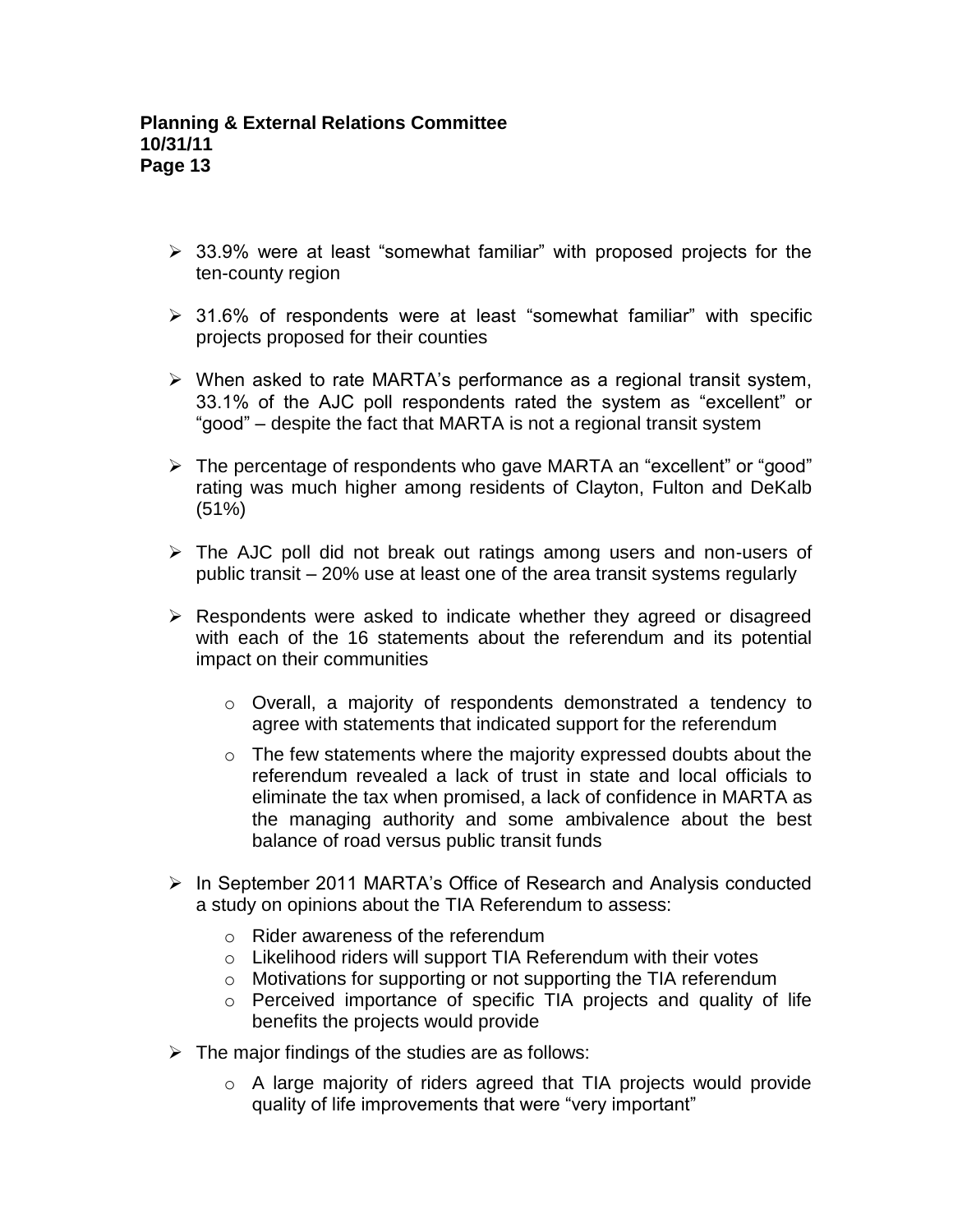- 33.9% were at least "somewhat familiar" with proposed projects for the ten-county region
- 31.6% of respondents were at least "somewhat familiar" with specific projects proposed for their counties
- When asked to rate MARTA's performance as a regional transit system, 33.1% of the AJC poll respondents rated the system as "excellent" or "good" – despite the fact that MARTA is not a regional transit system
- The percentage of respondents who gave MARTA an "excellent" or "good" rating was much higher among residents of Clayton, Fulton and DeKalb (51%)
- The AJC poll did not break out ratings among users and non-users of public transit – 20% use at least one of the area transit systems regularly
- Respondents were asked to indicate whether they agreed or disagreed with each of the 16 statements about the referendum and its potential impact on their communities
    - Overall, a majority of respondents demonstrated a tendency to agree with statements that indicated support for the referendum
    - The few statements where the majority expressed doubts about the referendum revealed a lack of trust in state and local officials to eliminate the tax when promised, a lack of confidence in MARTA as the managing authority and some ambivalence about the best balance of road versus public transit funds
- In September 2011 MARTA's Office of Research and Analysis conducted a study on opinions about the TIA Referendum to assess:
    - Rider awareness of the referendum
    - Likelihood riders will support TIA Referendum with their votes
    - Motivations for supporting or not supporting the TIA referendum
    - Perceived importance of specific TIA projects and quality of life benefits the projects would provide
- The major findings of the studies are as follows:
    - A large majority of riders agreed that TIA projects would provide quality of life improvements that were "very important"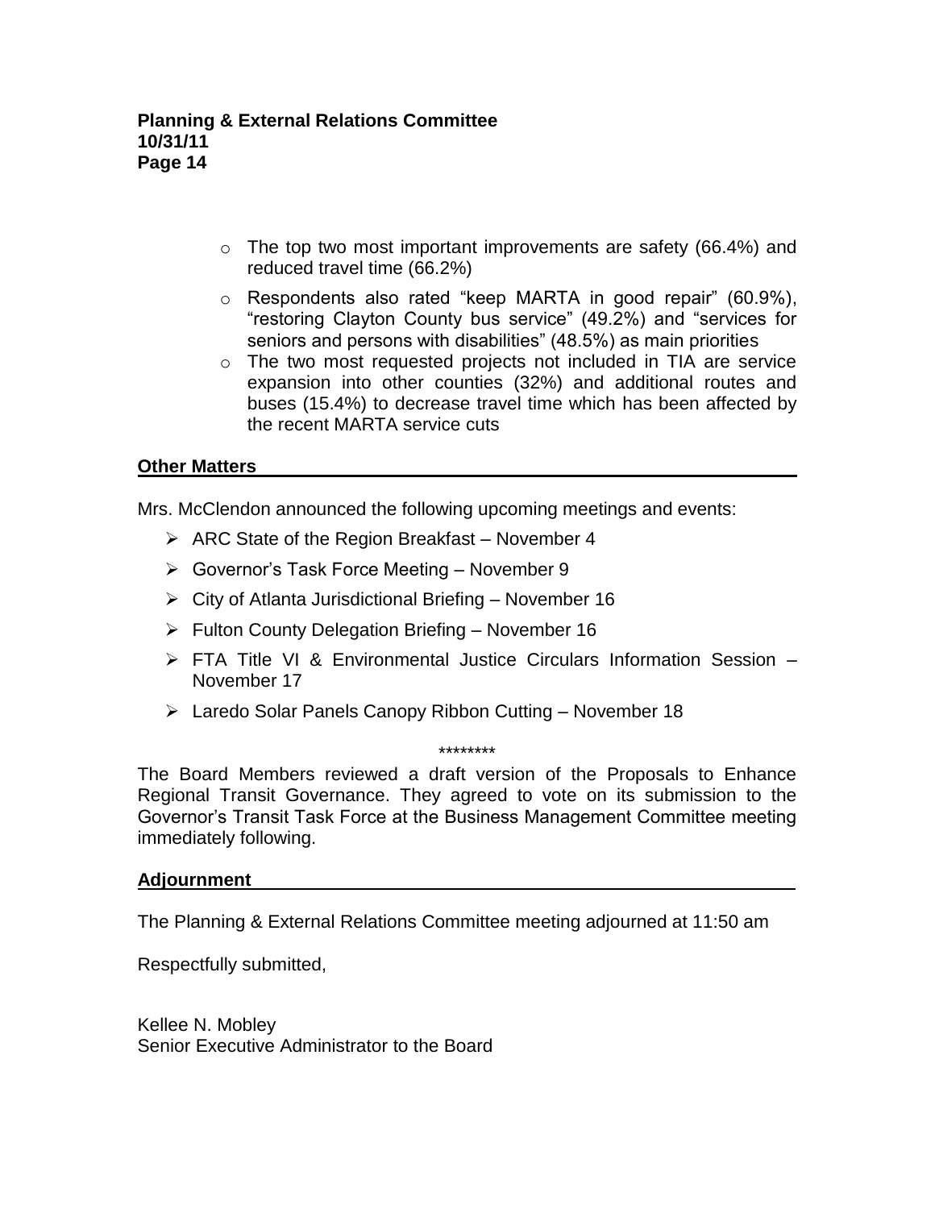- The top two most important improvements are safety (66.4%) and reduced travel time (66.2%)
- Respondents also rated "keep MARTA in good repair" (60.9%), "restoring Clayton County bus service" (49.2%) and "services for seniors and persons with disabilities" (48.5%) as main priorities
- The two most requested projects not included in TIA are service expansion into other counties (32%) and additional routes and buses (15.4%) to decrease travel time which has been affected by the recent MARTA service cuts

**Other Matters**

Mrs. McClendon announced the following upcoming meetings and events:

- ARC State of the Region Breakfast – November 4
- Governor's Task Force Meeting – November 9
- City of Atlanta Jurisdictional Briefing – November 16
- Fulton County Delegation Briefing – November 16
- FTA Title VI & Environmental Justice Circulars Information Session – November 17
- Laredo Solar Panels Canopy Ribbon Cutting – November 18

********

The Board Members reviewed a draft version of the Proposals to Enhance Regional Transit Governance. They agreed to vote on its submission to the Governor's Transit Task Force at the Business Management Committee meeting immediately following.

**Adjournment**

The Planning & External Relations Committee meeting adjourned at 11:50 am

Respectfully submitted,

Kellee N. Mobley
Senior Executive Administrator to the Board